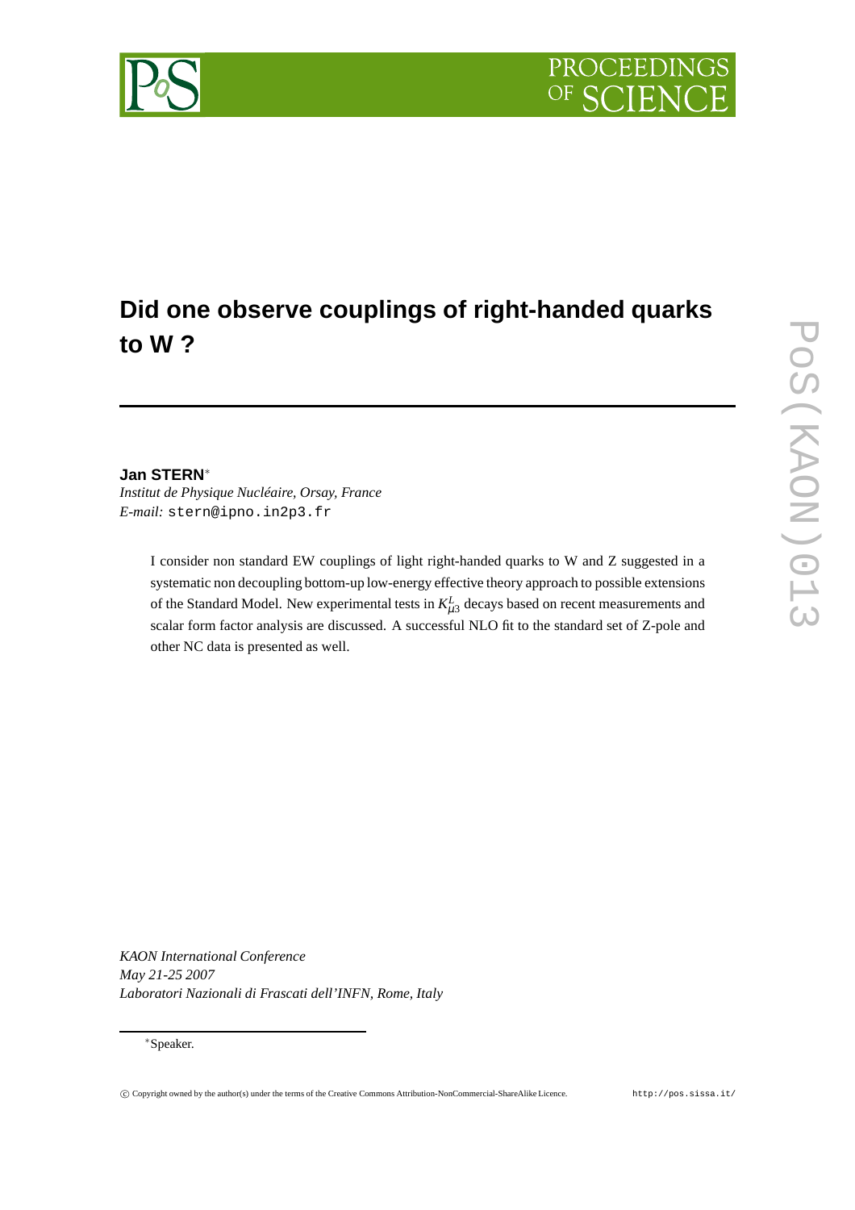# Did one observe couplings of right-handed quarks to W ?

**Jan STERN**[*]

*Institut de Physique Nucléaire, Orsay, France*

*E-mail:* stern@ipno.in2p3.fr

I consider non standard EW couplings of light right-handed quarks to W and Z suggested in a systematic non decoupling bottom-up low-energy effective theory approach to possible extensions of the Standard Model. New experimental tests in $K^L_{\mu 3}$ decays based on recent measurements and scalar form factor analysis are discussed. A successful NLO fit to the standard set of Z-pole and other NC data is presented as well.

*KAON International Conference*
*May 21-25 2007*
*Laboratori Nazionali di Frascati dell'INFN, Rome, Italy*

[*]Speaker.

© Copyright owned by the author(s) under the terms of the Creative Commons Attribution-NonCommercial-ShareAlike Licence. http://pos.sissa.it/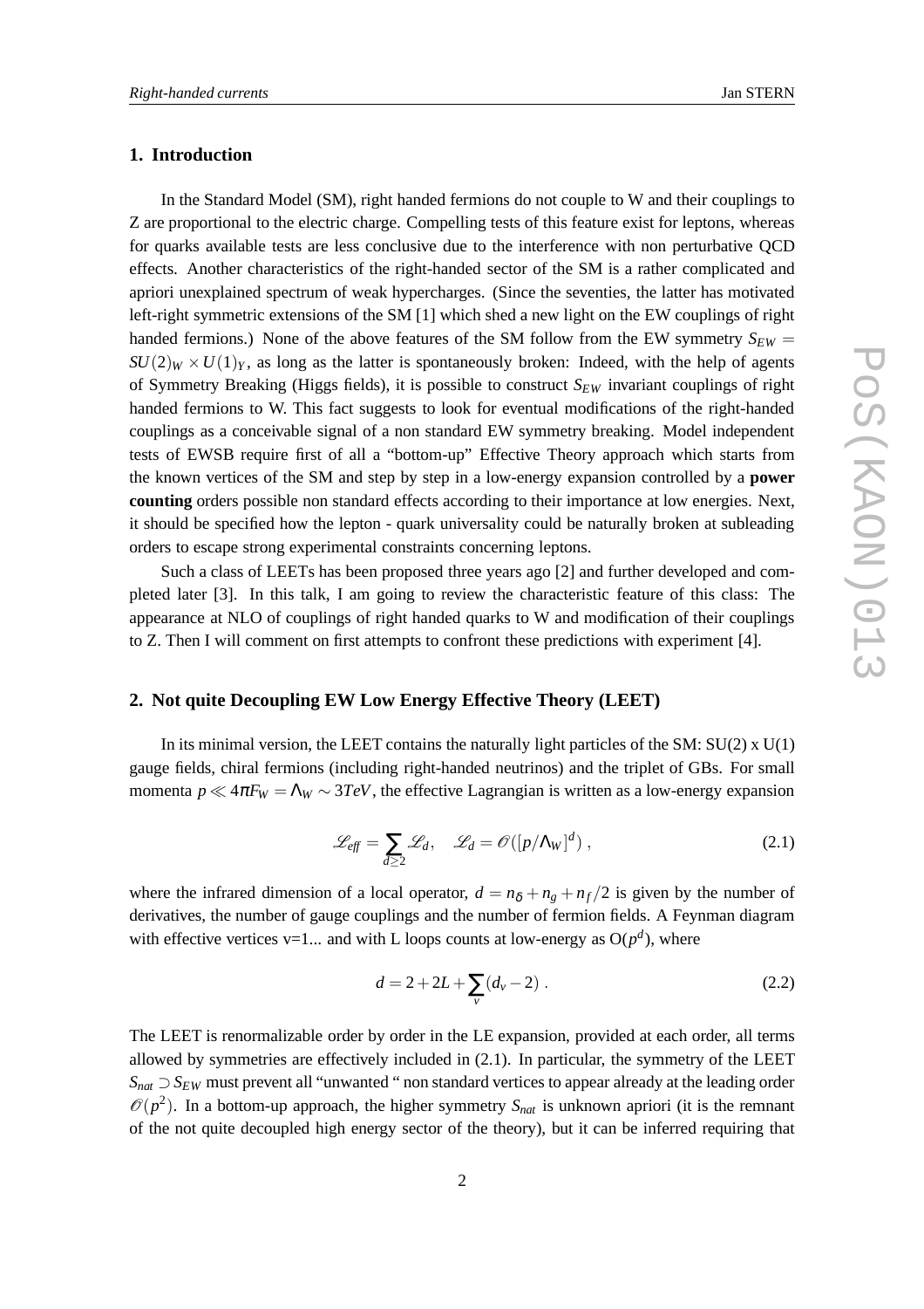## 1. Introduction

In the Standard Model (SM), right handed fermions do not couple to W and their couplings to Z are proportional to the electric charge. Compelling tests of this feature exist for leptons, whereas for quarks available tests are less conclusive due to the interference with non perturbative QCD effects. Another characteristics of the right-handed sector of the SM is a rather complicated and apriori unexplained spectrum of weak hypercharges. (Since the seventies, the latter has motivated left-right symmetric extensions of the SM [1] which shed a new light on the EW couplings of right handed fermions.) None of the above features of the SM follow from the EW symmetry $S_{EW} = SU(2)_W \times U(1)_Y$, as long as the latter is spontaneously broken: Indeed, with the help of agents of Symmetry Breaking (Higgs fields), it is possible to construct $S_{EW}$ invariant couplings of right handed fermions to W. This fact suggests to look for eventual modifications of the right-handed couplings as a conceivable signal of a non standard EW symmetry breaking. Model independent tests of EWSB require first of all a "bottom-up" Effective Theory approach which starts from the known vertices of the SM and step by step in a low-energy expansion controlled by a **power counting** orders possible non standard effects according to their importance at low energies. Next, it should be specified how the lepton - quark universality could be naturally broken at subleading orders to escape strong experimental constraints concerning leptons.

Such a class of LEETs has been proposed three years ago [2] and further developed and completed later [3]. In this talk, I am going to review the characteristic feature of this class: The appearance at NLO of couplings of right handed quarks to W and modification of their couplings to Z. Then I will comment on first attempts to confront these predictions with experiment [4].

## 2. Not quite Decoupling EW Low Energy Effective Theory (LEET)

In its minimal version, the LEET contains the naturally light particles of the SM: SU(2) x U(1) gauge fields, chiral fermions (including right-handed neutrinos) and the triplet of GBs. For small momenta $p \ll 4\pi F_W = \Lambda_W \sim 3TeV$, the effective Lagrangian is written as a low-energy expansion

$$\mathscr{L}_{eff} = \sum_{d \geq 2} \mathscr{L}_d, \quad \mathscr{L}_d = \mathscr{O}([p/\Lambda_W]^d) \; , \tag{2.1}$$

where the infrared dimension of a local operator, $d = n_\delta + n_g + n_f/2$ is given by the number of derivatives, the number of gauge couplings and the number of fermion fields. A Feynman diagram with effective vertices v=1... and with L loops counts at low-energy as $O(p^d)$, where

$$d = 2 + 2L + \sum_v (d_v - 2) \; . \tag{2.2}$$

The LEET is renormalizable order by order in the LE expansion, provided at each order, all terms allowed by symmetries are effectively included in (2.1). In particular, the symmetry of the LEET $S_{nat} \supset S_{EW}$ must prevent all "unwanted " non standard vertices to appear already at the leading order $\mathscr{O}(p^2)$. In a bottom-up approach, the higher symmetry $S_{nat}$ is unknown apriori (it is the remnant of the not quite decoupled high energy sector of the theory), but it can be inferred requiring that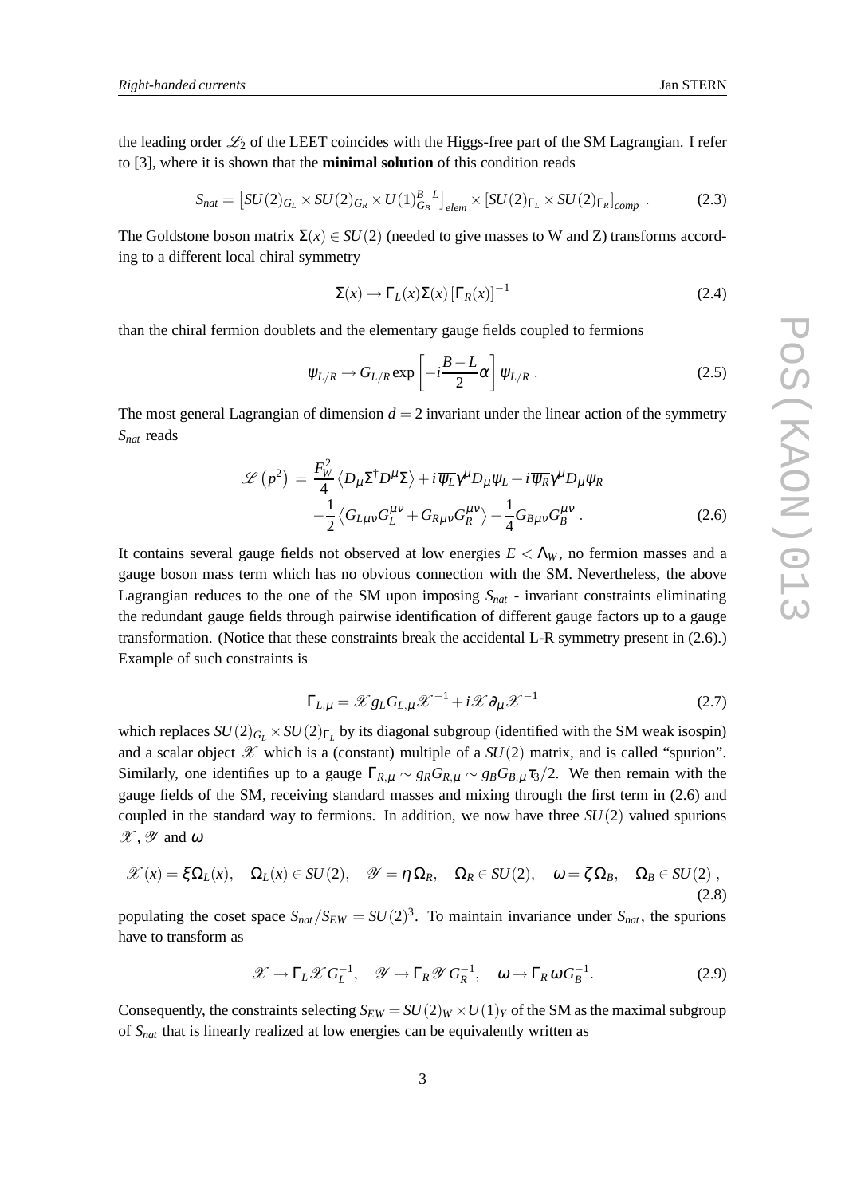the leading order $\mathscr{L}_2$ of the LEET coincides with the Higgs-free part of the SM Lagrangian. I refer to [3], where it is shown that the **minimal solution** of this condition reads

$$S_{nat} = \left[SU(2)_{G_L} \times SU(2)_{G_R} \times U(1)_{G_B}^{B-L}\right]_{elem} \times \left[SU(2)_{\Gamma_L} \times SU(2)_{\Gamma_R}\right]_{comp} \ . \tag{2.3}$$

The Goldstone boson matrix $\Sigma(x) \in SU(2)$ (needed to give masses to W and Z) transforms according to a different local chiral symmetry

$$\Sigma(x) \to \Gamma_L(x)\Sigma(x)\left[\Gamma_R(x)\right]^{-1} \tag{2.4}$$

than the chiral fermion doublets and the elementary gauge fields coupled to fermions

$$\psi_{L/R} \to G_{L/R} \exp\left[-i\frac{B-L}{2}\alpha\right]\psi_{L/R} \ . \tag{2.5}$$

The most general Lagrangian of dimension $d = 2$ invariant under the linear action of the symmetry $S_{nat}$ reads

$$\begin{aligned}\mathscr{L}\left(p^2\right) \;=\; & \frac{F_W^2}{4}\left\langle D_\mu\Sigma^\dagger D^\mu\Sigma\right\rangle + i\overline{\psi_L}\gamma^\mu D_\mu\psi_L + i\overline{\psi_R}\gamma^\mu D_\mu\psi_R \\ & -\frac{1}{2}\left\langle G_{L\mu\nu}G_L^{\mu\nu} + G_{R\mu\nu}G_R^{\mu\nu}\right\rangle - \frac{1}{4}G_{B\mu\nu}G_B^{\mu\nu} \ .\end{aligned} \tag{2.6}$$

It contains several gauge fields not observed at low energies $E < \Lambda_W$, no fermion masses and a gauge boson mass term which has no obvious connection with the SM. Nevertheless, the above Lagrangian reduces to the one of the SM upon imposing $S_{nat}$ - invariant constraints eliminating the redundant gauge fields through pairwise identification of different gauge factors up to a gauge transformation. (Notice that these constraints break the accidental L-R symmetry present in (2.6).) Example of such constraints is

$$\Gamma_{L,\mu} = \mathscr{X} g_L G_{L,\mu} \mathscr{X}^{-1} + i\mathscr{X}\partial_\mu \mathscr{X}^{-1} \tag{2.7}$$

which replaces $SU(2)_{G_L} \times SU(2)_{\Gamma_L}$ by its diagonal subgroup (identified with the SM weak isospin) and a scalar object $\mathscr{X}$ which is a (constant) multiple of a $SU(2)$ matrix, and is called "spurion". Similarly, one identifies up to a gauge $\Gamma_{R,\mu} \sim g_R G_{R,\mu} \sim g_B G_{B,\mu}\tau_3/2$. We then remain with the gauge fields of the SM, receiving standard masses and mixing through the first term in (2.6) and coupled in the standard way to fermions. In addition, we now have three $SU(2)$ valued spurions $\mathscr{X}$, $\mathscr{Y}$ and $\omega$

$$\mathscr{X}(x) = \xi\,\Omega_L(x), \quad \Omega_L(x) \in SU(2), \quad \mathscr{Y} = \eta\,\Omega_R, \quad \Omega_R \in SU(2), \quad \omega = \zeta\,\Omega_B, \quad \Omega_B \in SU(2)\ , \tag{2.8}$$

populating the coset space $S_{nat}/S_{EW} = SU(2)^3$. To maintain invariance under $S_{nat}$, the spurions have to transform as

$$\mathscr{X} \to \Gamma_L \mathscr{X} G_L^{-1}, \quad \mathscr{Y} \to \Gamma_R \mathscr{Y} G_R^{-1}, \quad \omega \to \Gamma_R\,\omega G_B^{-1}. \tag{2.9}$$

Consequently, the constraints selecting $S_{EW} = SU(2)_W \times U(1)_Y$ of the SM as the maximal subgroup of $S_{nat}$ that is linearly realized at low energies can be equivalently written as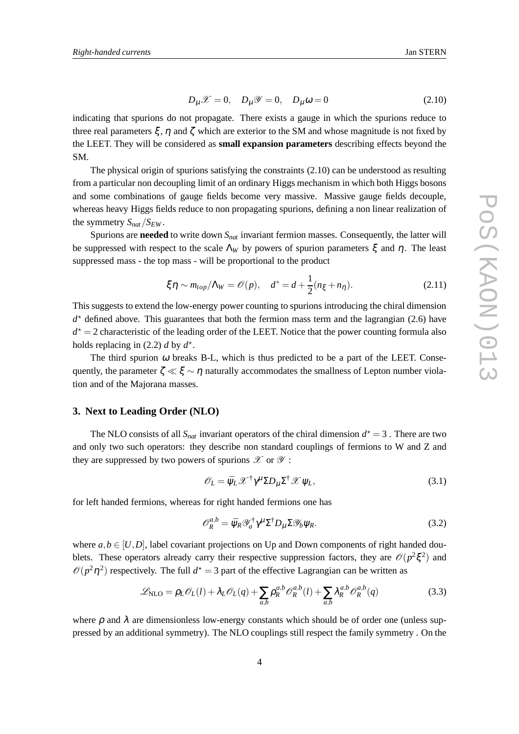$$D_\mu \mathscr{X} = 0, \quad D_\mu \mathscr{Y} = 0, \quad D_\mu \omega = 0 \tag{2.10}$$

indicating that spurions do not propagate. There exists a gauge in which the spurions reduce to three real parameters $\xi$, $\eta$ and $\zeta$ which are exterior to the SM and whose magnitude is not fixed by the LEET. They will be considered as **small expansion parameters** describing effects beyond the SM.

The physical origin of spurions satisfying the constraints (2.10) can be understood as resulting from a particular non decoupling limit of an ordinary Higgs mechanism in which both Higgs bosons and some combinations of gauge fields become very massive. Massive gauge fields decouple, whereas heavy Higgs fields reduce to non propagating spurions, defining a non linear realization of the symmetry $S_{nat}/S_{EW}$.

Spurions are **needed** to write down $S_{nat}$ invariant fermion masses. Consequently, the latter will be suppressed with respect to the scale $\Lambda_W$ by powers of spurion parameters $\xi$ and $\eta$. The least suppressed mass - the top mass - will be proportional to the product

$$\xi \eta \sim m_{top}/\Lambda_W = \mathscr{O}(p), \quad d^* = d + \frac{1}{2}(n_\xi + n_\eta). \tag{2.11}$$

This suggests to extend the low-energy power counting to spurions introducing the chiral dimension $d^\star$ defined above. This guarantees that both the fermion mass term and the lagrangian (2.6) have $d^\star = 2$ characteristic of the leading order of the LEET. Notice that the power counting formula also holds replacing in (2.2) $d$ by $d^\star$.

The third spurion $\omega$ breaks B-L, which is thus predicted to be a part of the LEET. Consequently, the parameter $\zeta \ll \xi \sim \eta$ naturally accommodates the smallness of Lepton number violation and of the Majorana masses.

## 3. Next to Leading Order (NLO)

The NLO consists of all $S_{nat}$ invariant operators of the chiral dimension $d^\star = 3$ . There are two and only two such operators: they describe non standard couplings of fermions to W and Z and they are suppressed by two powers of spurions $\mathscr{X}$ or $\mathscr{Y}$ :

$$\mathscr{O}_L = \bar{\psi}_L \mathscr{X}^\dagger \gamma^\mu \Sigma D_\mu \Sigma^\dagger \mathscr{X} \psi_L, \tag{3.1}$$

for left handed fermions, whereas for right handed fermions one has

$$\mathscr{O}_R^{a,b} = \bar{\psi}_R \mathscr{Y}_a^\dagger \gamma^\mu \Sigma^\dagger D_\mu \Sigma \mathscr{Y}_b \psi_R. \tag{3.2}$$

where $a, b \in [U, D]$, label covariant projections on Up and Down components of right handed doublets. These operators already carry their respective suppression factors, they are $\mathscr{O}(p^2 \xi^2)$ and $\mathscr{O}(p^2 \eta^2)$ respectively. The full $d^\star = 3$ part of the effective Lagrangian can be written as

$$\mathscr{L}_{\text{NLO}} = \rho_L \mathscr{O}_L(l) + \lambda_L \mathscr{O}_L(q) + \sum_{a,b} \rho_R^{a,b} \mathscr{O}_R^{a,b}(l) + \sum_{a,b} \lambda_R^{a,b} \mathscr{O}_R^{a,b}(q) \tag{3.3}$$

where $\rho$ and $\lambda$ are dimensionless low-energy constants which should be of order one (unless suppressed by an additional symmetry). The NLO couplings still respect the family symmetry . On the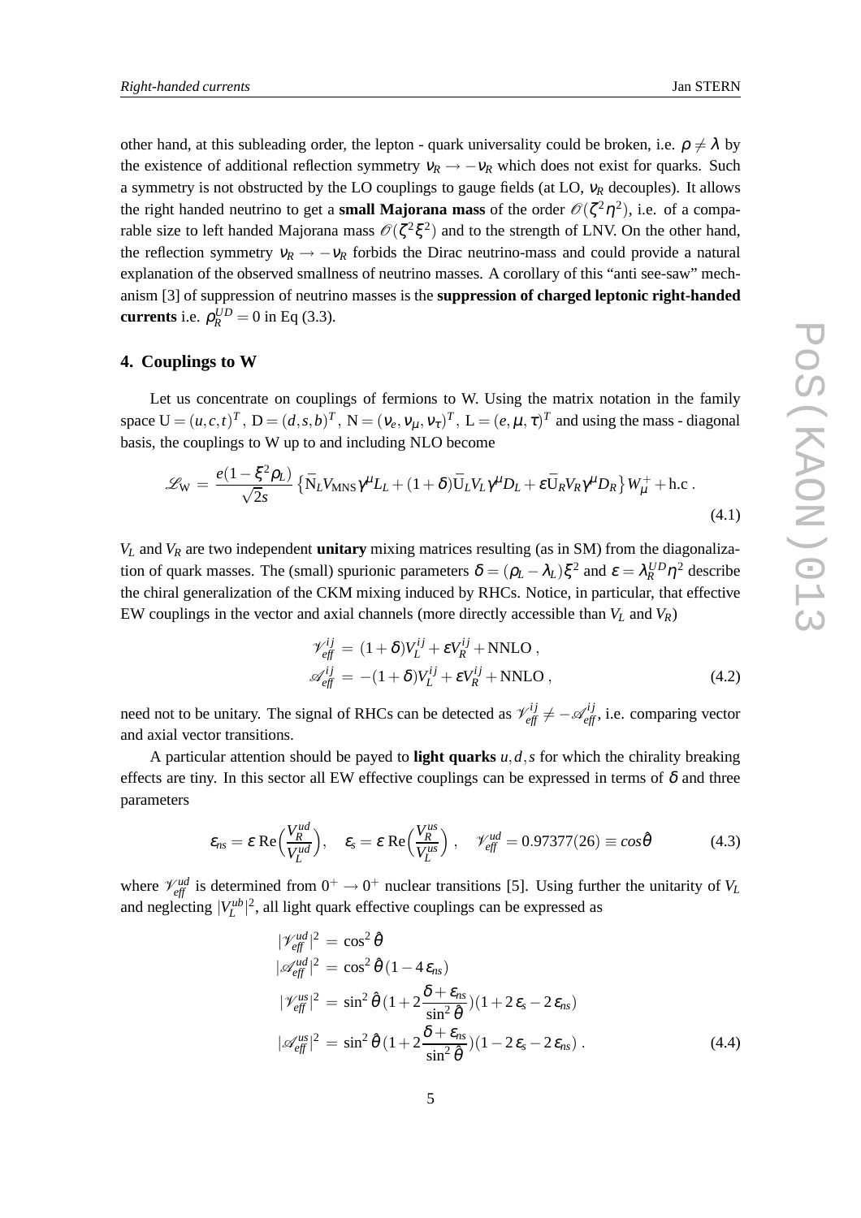other hand, at this subleading order, the lepton - quark universality could be broken, i.e. $\rho \neq \lambda$ by the existence of additional reflection symmetry $\nu_R \to -\nu_R$ which does not exist for quarks. Such a symmetry is not obstructed by the LO couplings to gauge fields (at LO, $\nu_R$ decouples). It allows the right handed neutrino to get a **small Majorana mass** of the order $\mathscr{O}(\zeta^2\eta^2)$, i.e. of a comparable size to left handed Majorana mass $\mathscr{O}(\zeta^2\xi^2)$ and to the strength of LNV. On the other hand, the reflection symmetry $\nu_R \to -\nu_R$ forbids the Dirac neutrino-mass and could provide a natural explanation of the observed smallness of neutrino masses. A corollary of this "anti see-saw" mechanism [3] of suppression of neutrino masses is the **suppression of charged leptonic right-handed currents** i.e. $\rho_R^{UD} = 0$ in Eq (3.3).

## 4. Couplings to W

Let us concentrate on couplings of fermions to W. Using the matrix notation in the family space $\mathrm{U} = (u,c,t)^T$, $\mathrm{D} = (d,s,b)^T$, $\mathrm{N} = (\nu_e,\nu_\mu,\nu_\tau)^T$, $\mathrm{L} = (e,\mu,\tau)^T$ and using the mass - diagonal basis, the couplings to W up to and including NLO become

$$\mathscr{L}_\mathrm{W} = \frac{e(1-\xi^2\rho_L)}{\sqrt{2}s}\left\{\bar{\mathrm{N}}_L V_\mathrm{MNS}\gamma^\mu L_L + (1+\delta)\bar{\mathrm{U}}_L V_L \gamma^\mu D_L + \varepsilon \bar{\mathrm{U}}_R V_R \gamma^\mu D_R\right\} W_\mu^+ + \mathrm{h.c}\,. \tag{4.1}$$

$V_L$ and $V_R$ are two independent **unitary** mixing matrices resulting (as in SM) from the diagonalization of quark masses. The (small) spurionic parameters $\delta = (\rho_L - \lambda_L)\xi^2$ and $\varepsilon = \lambda_R^{UD}\eta^2$ describe the chiral generalization of the CKM mixing induced by RHCs. Notice, in particular, that effective EW couplings in the vector and axial channels (more directly accessible than $V_L$ and $V_R$)

$$\begin{aligned}
\mathscr{V}_{eff}^{ij} &= (1+\delta)V_L^{ij} + \varepsilon V_R^{ij} + \mathrm{NNLO}\,,\\
\mathscr{A}_{eff}^{ij} &= -(1+\delta)V_L^{ij} + \varepsilon V_R^{ij} + \mathrm{NNLO}\,,
\end{aligned} \tag{4.2}$$

need not to be unitary. The signal of RHCs can be detected as $\mathscr{V}_{eff}^{ij} \neq -\mathscr{A}_{eff}^{ij}$, i.e. comparing vector and axial vector transitions.

A particular attention should be payed to **light quarks** $u,d,s$ for which the chirality breaking effects are tiny. In this sector all EW effective couplings can be expressed in terms of $\delta$ and three parameters

$$\varepsilon_{ns} = \varepsilon\,\mathrm{Re}\Big(\frac{V_R^{ud}}{V_L^{ud}}\Big), \quad \varepsilon_s = \varepsilon\,\mathrm{Re}\Big(\frac{V_R^{us}}{V_L^{us}}\Big)\,, \quad \mathscr{V}_{eff}^{ud} = 0.97377(26) \equiv cos\hat{\theta} \tag{4.3}$$

where $\mathscr{V}_{eff}^{ud}$ is determined from $0^+ \to 0^+$ nuclear transitions [5]. Using further the unitarity of $V_L$ and neglecting $|V_L^{ub}|^2$, all light quark effective couplings can be expressed as

$$\begin{aligned}
|\mathscr{V}_{eff}^{ud}|^2 &= \cos^2\hat{\theta}\\
|\mathscr{A}_{eff}^{ud}|^2 &= \cos^2\hat{\theta}\,(1-4\,\varepsilon_{ns})\\
|\mathscr{V}_{eff}^{us}|^2 &= \sin^2\hat{\theta}\,(1+2\frac{\delta+\varepsilon_{ns}}{\sin^2\hat{\theta}})(1+2\,\varepsilon_s - 2\,\varepsilon_{ns})\\
|\mathscr{A}_{eff}^{us}|^2 &= \sin^2\hat{\theta}\,(1+2\frac{\delta+\varepsilon_{ns}}{\sin^2\hat{\theta}})(1-2\,\varepsilon_s - 2\,\varepsilon_{ns})\,.
\end{aligned} \tag{4.4}$$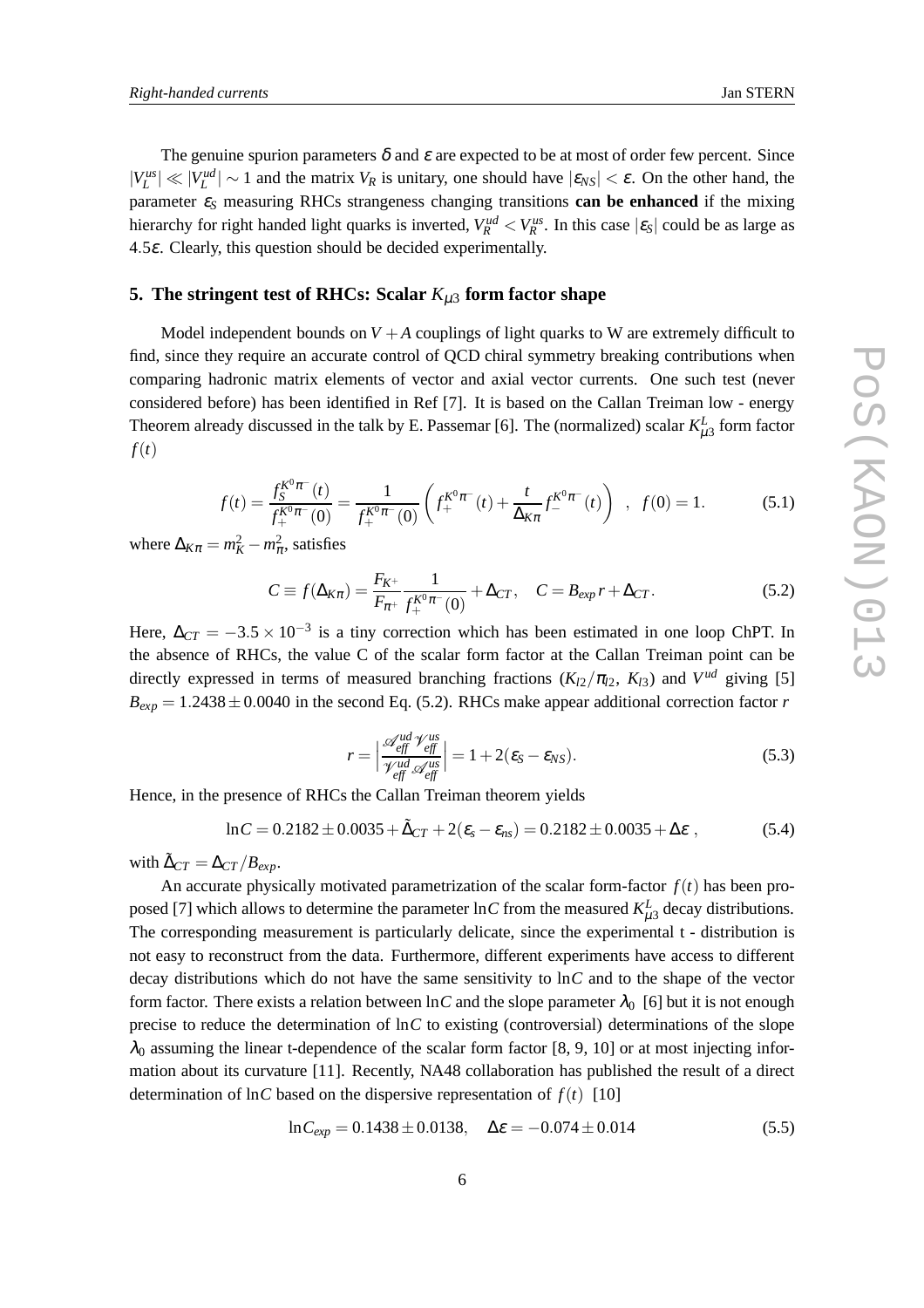The genuine spurion parameters $\delta$ and $\varepsilon$ are expected to be at most of order few percent. Since $|V_L^{us}| \ll |V_L^{ud}| \sim 1$ and the matrix $V_R$ is unitary, one should have $|\varepsilon_{NS}| < \varepsilon$. On the other hand, the parameter $\varepsilon_S$ measuring RHCs strangeness changing transitions **can be enhanced** if the mixing hierarchy for right handed light quarks is inverted, $V_R^{ud} < V_R^{us}$. In this case $|\varepsilon_S|$ could be as large as $4.5\varepsilon$. Clearly, this question should be decided experimentally.

## 5. The stringent test of RHCs: Scalar $K_{\mu 3}$ form factor shape

Model independent bounds on $V+A$ couplings of light quarks to W are extremely difficult to find, since they require an accurate control of QCD chiral symmetry breaking contributions when comparing hadronic matrix elements of vector and axial vector currents. One such test (never considered before) has been identified in Ref [7]. It is based on the Callan Treiman low - energy Theorem already discussed in the talk by E. Passemar [6]. The (normalized) scalar $K_{\mu 3}^L$ form factor $f(t)$

$$f(t) = \frac{f_S^{K^0\pi^-}(t)}{f_+^{K^0\pi^-}(0)} = \frac{1}{f_+^{K^0\pi^-}(0)} \left( f_+^{K^0\pi^-}(t) + \frac{t}{\Delta_{K\pi}} f_-^{K^0\pi^-}(t) \right) \quad , \quad f(0) = 1. \tag{5.1}$$

where $\Delta_{K\pi} = m_K^2 - m_\pi^2$, satisfies

$$C \equiv f(\Delta_{K\pi}) = \frac{F_{K^+}}{F_{\pi^+}} \frac{1}{f_+^{K^0\pi^-}(0)} + \Delta_{CT}, \quad C = B_{exp}\, r + \Delta_{CT}. \tag{5.2}$$

Here, $\Delta_{CT} = -3.5 \times 10^{-3}$ is a tiny correction which has been estimated in one loop ChPT. In the absence of RHCs, the value C of the scalar form factor at the Callan Treiman point can be directly expressed in terms of measured branching fractions ($K_{l2}/\pi_{l2}$, $K_{l3}$) and $V^{ud}$ giving [5] $B_{exp} = 1.2438 \pm 0.0040$ in the second Eq. (5.2). RHCs make appear additional correction factor $r$

$$r = \left| \frac{\mathscr{A}_{eff}^{ud} \mathscr{V}_{eff}^{us}}{\mathscr{V}_{eff}^{ud} \mathscr{A}_{eff}^{us}} \right| = 1 + 2(\varepsilon_S - \varepsilon_{NS}). \tag{5.3}$$

Hence, in the presence of RHCs the Callan Treiman theorem yields

$$\ln C = 0.2182 \pm 0.0035 + \tilde{\Delta}_{CT} + 2(\varepsilon_s - \varepsilon_{ns}) = 0.2182 \pm 0.0035 + \Delta\varepsilon \;, \tag{5.4}$$

with $\tilde{\Delta}_{CT} = \Delta_{CT}/B_{exp}$.

An accurate physically motivated parametrization of the scalar form-factor $f(t)$ has been proposed [7] which allows to determine the parameter $\ln C$ from the measured $K_{\mu 3}^L$ decay distributions. The corresponding measurement is particularly delicate, since the experimental t - distribution is not easy to reconstruct from the data. Furthermore, different experiments have access to different decay distributions which do not have the same sensitivity to $\ln C$ and to the shape of the vector form factor. There exists a relation between $\ln C$ and the slope parameter $\lambda_0$ [6] but it is not enough precise to reduce the determination of $\ln C$ to existing (controversial) determinations of the slope $\lambda_0$ assuming the linear t-dependence of the scalar form factor [8, 9, 10] or at most injecting information about its curvature [11]. Recently, NA48 collaboration has published the result of a direct determination of $\ln C$ based on the dispersive representation of $f(t)$ [10]

$$\ln C_{exp} = 0.1438 \pm 0.0138, \quad \Delta\varepsilon = -0.074 \pm 0.014 \tag{5.5}$$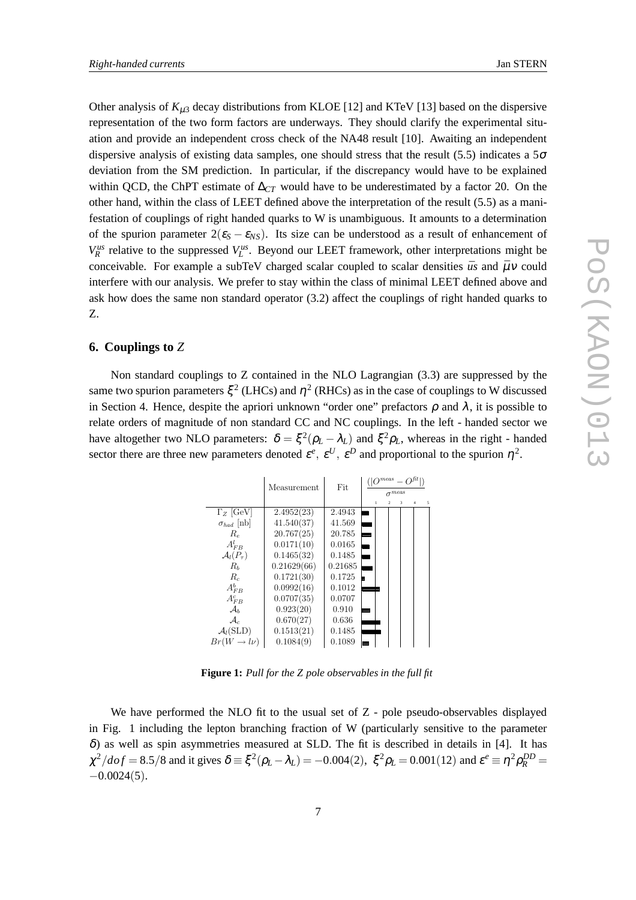Other analysis of $K_{\mu 3}$ decay distributions from KLOE [12] and KTeV [13] based on the dispersive representation of the two form factors are underways. They should clarify the experimental situation and provide an independent cross check of the NA48 result [10]. Awaiting an independent dispersive analysis of existing data samples, one should stress that the result (5.5) indicates a $5\sigma$ deviation from the SM prediction. In particular, if the discrepancy would have to be explained within QCD, the ChPT estimate of $\Delta_{CT}$ would have to be underestimated by a factor 20. On the other hand, within the class of LEET defined above the interpretation of the result (5.5) as a manifestation of couplings of right handed quarks to W is unambiguous. It amounts to a determination of the spurion parameter $2(\varepsilon_S - \varepsilon_{NS})$. Its size can be understood as a result of enhancement of $V_R^{us}$ relative to the suppressed $V_L^{us}$. Beyond our LEET framework, other interpretations might be conceivable. For example a subTeV charged scalar coupled to scalar densities $\bar{u}s$ and $\bar{\mu}\nu$ could interfere with our analysis. We prefer to stay within the class of minimal LEET defined above and ask how does the same non standard operator (3.2) affect the couplings of right handed quarks to Z.

## 6. Couplings to $Z$

Non standard couplings to Z contained in the NLO Lagrangian (3.3) are suppressed by the same two spurion parameters $\xi^2$ (LHCs) and $\eta^2$ (RHCs) as in the case of couplings to W discussed in Section 4. Hence, despite the apriori unknown "order one" prefactors $\rho$ and $\lambda$, it is possible to relate orders of magnitude of non standard CC and NC couplings. In the left - handed sector we have altogether two NLO parameters: $\delta = \xi^2(\rho_L - \lambda_L)$ and $\xi^2\rho_L$, whereas in the right - handed sector there are three new parameters denoted $\varepsilon^e$, $\varepsilon^U$, $\varepsilon^D$ and proportional to the spurion $\eta^2$.

| | Measurement | Fit | $\frac{(\lvert O^{meas} - O^{fit} \rvert)}{\sigma^{meas}}$ |
|---|---|---|---|
| $\Gamma_Z$ [GeV] | 2.4952(23) | 2.4943 | |
| $\sigma_{had}$ [nb] | 41.540(37) | 41.569 | |
| $R_e$ | 20.767(25) | 20.785 | |
| $A_{FB}^l$ | 0.0171(10) | 0.0165 | |
| $\mathcal{A}_l(P_\tau)$ | 0.1465(32) | 0.1485 | |
| $R_b$ | 0.21629(66) | 0.21685 | |
| $R_c$ | 0.1721(30) | 0.1725 | |
| $A_{FB}^b$ | 0.0992(16) | 0.1012 | |
| $A_{FB}^c$ | 0.0707(35) | 0.0707 | |
| $\mathcal{A}_b$ | 0.923(20) | 0.910 | |
| $\mathcal{A}_c$ | 0.670(27) | 0.636 | |
| $\mathcal{A}_l$(SLD) | 0.1513(21) | 0.1485 | |
| $Br(W \to l\nu)$ | 0.1084(9) | 0.1089 | |

**Figure 1:** *Pull for the Z pole observables in the full fit*

We have performed the NLO fit to the usual set of Z - pole pseudo-observables displayed in Fig. 1 including the lepton branching fraction of W (particularly sensitive to the parameter $\delta$) as well as spin asymmetries measured at SLD. The fit is described in details in [4]. It has $\chi^2/dof = 8.5/8$ and it gives $\delta \equiv \xi^2(\rho_L - \lambda_L) = -0.004(2)$, $\xi^2\rho_L = 0.001(12)$ and $\varepsilon^e \equiv \eta^2\rho_R^{DD} = -0.0024(5)$.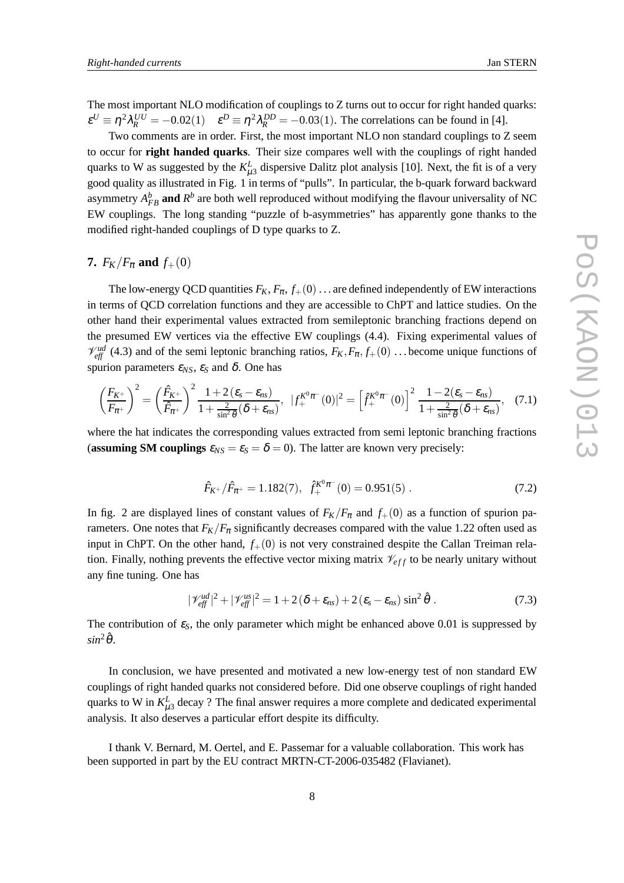The most important NLO modification of couplings to Z turns out to occur for right handed quarks: $\varepsilon^U \equiv \eta^2 \lambda_R^{UU} = -0.02(1) \quad \varepsilon^D \equiv \eta^2 \lambda_R^{DD} = -0.03(1)$. The correlations can be found in [4].

Two comments are in order. First, the most important NLO non standard couplings to Z seem to occur for **right handed quarks**. Their size compares well with the couplings of right handed quarks to W as suggested by the $K^L_{\mu 3}$ dispersive Dalitz plot analysis [10]. Next, the fit is of a very good quality as illustrated in Fig. 1 in terms of "pulls". In particular, the b-quark forward backward asymmetry $A^b_{FB}$ **and** $R^b$ are both well reproduced without modifying the flavour universality of NC EW couplings. The long standing "puzzle of b-asymmetries" has apparently gone thanks to the modified right-handed couplings of D type quarks to Z.

## 7. $F_K/F_\pi$ and $f_+(0)$

The low-energy QCD quantities $F_K, F_\pi, f_+(0)\ldots$ are defined independently of EW interactions in terms of QCD correlation functions and they are accessible to ChPT and lattice studies. On the other hand their experimental values extracted from semileptonic branching fractions depend on the presumed EW vertices via the effective EW couplings (4.4). Fixing experimental values of $\mathscr{V}^{ud}_{eff}$ (4.3) and of the semi leptonic branching ratios, $F_K, F_\pi, f_+(0)\ldots$ become unique functions of spurion parameters $\varepsilon_{NS}$, $\varepsilon_S$ and $\delta$. One has

$$\left(\frac{F_{K^+}}{F_{\pi^+}}\right)^2 = \left(\frac{\hat{F}_{K^+}}{\hat{F}_{\pi^+}}\right)^2 \frac{1+2\,(\varepsilon_s - \varepsilon_{ns})}{1+\frac{2}{\sin^2\hat{\theta}}(\delta+\varepsilon_{ns})}, \quad |f_+^{K^0\pi^-}(0)|^2 = \left[\hat{f}_+^{K^0\pi^-}(0)\right]^2 \frac{1-2(\varepsilon_s - \varepsilon_{ns})}{1+\frac{2}{\sin^2\hat{\theta}}(\delta+\varepsilon_{ns})}, \quad (7.1)$$

where the hat indicates the corresponding values extracted from semi leptonic branching fractions (**assuming SM couplings** $\varepsilon_{NS} = \varepsilon_S = \delta = 0$). The latter are known very precisely:

$$\hat{F}_{K^+}/\hat{F}_{\pi^+} = 1.182(7), \quad \hat{f}_+^{K^0\pi^-}(0) = 0.951(5)\ . \quad (7.2)$$

In fig. 2 are displayed lines of constant values of $F_K/F_\pi$ and $f_+(0)$ as a function of spurion parameters. One notes that $F_K/F_\pi$ significantly decreases compared with the value 1.22 often used as input in ChPT. On the other hand, $f_+(0)$ is not very constrained despite the Callan Treiman relation. Finally, nothing prevents the effective vector mixing matrix $\mathscr{V}_{eff}$ to be nearly unitary without any fine tuning. One has

$$|\mathscr{V}^{ud}_{eff}|^2 + |\mathscr{V}^{us}_{eff}|^2 = 1 + 2\,(\delta+\varepsilon_{ns}) + 2\,(\varepsilon_s - \varepsilon_{ns})\sin^2\hat{\theta}\ . \quad (7.3)$$

The contribution of $\varepsilon_S$, the only parameter which might be enhanced above 0.01 is suppressed by $sin^2\hat{\theta}$.

In conclusion, we have presented and motivated a new low-energy test of non standard EW couplings of right handed quarks not considered before. Did one observe couplings of right handed quarks to W in $K^L_{\mu 3}$ decay ? The final answer requires a more complete and dedicated experimental analysis. It also deserves a particular effort despite its difficulty.

I thank V. Bernard, M. Oertel, and E. Passemar for a valuable collaboration. This work has been supported in part by the EU contract MRTN-CT-2006-035482 (Flavianet).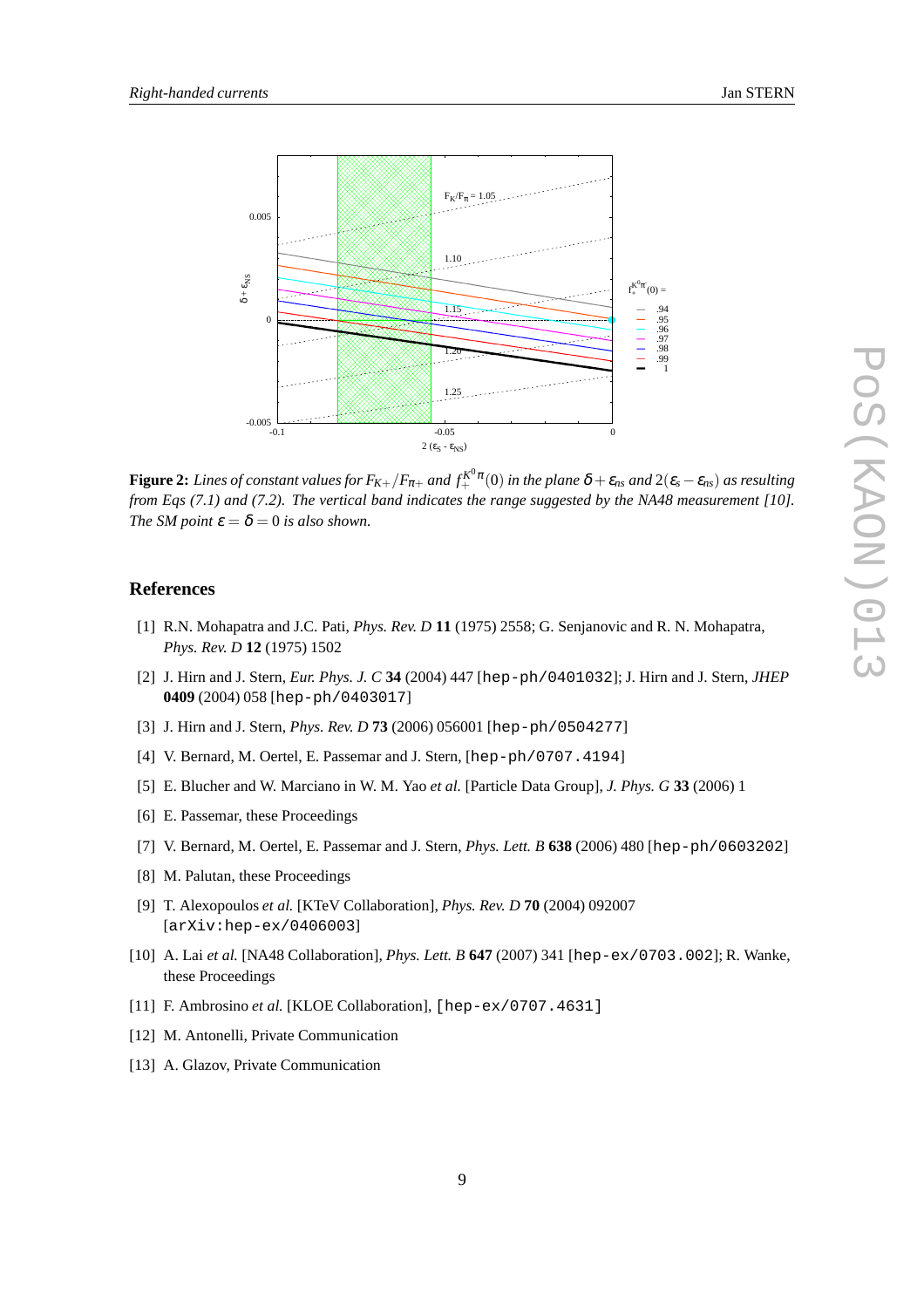0.005

0

-0.005

-0.1

-0.05

0

$\delta + \varepsilon_{NS}$

$2\,(\varepsilon_S - \varepsilon_{NS})$

$F_K/F_\pi = 1.05$

1.10

1.15

1.20

1.25

$f_+^{K^0\pi}(0) =$

.94
.95
.96
.97
.98
.99
1

**Figure 2:** *Lines of constant values for $F_{K+}/F_{\pi+}$ and $f_+^{K^0\pi}(0)$ in the plane $\delta + \varepsilon_{ns}$ and $2(\varepsilon_s - \varepsilon_{ns})$ as resulting from Eqs (7.1) and (7.2). The vertical band indicates the range suggested by the NA48 measurement [10]. The SM point $\varepsilon = \delta = 0$ is also shown.*

## References

[1] R.N. Mohapatra and J.C. Pati, *Phys. Rev. D* **11** (1975) 2558; G. Senjanovic and R. N. Mohapatra, *Phys. Rev. D* **12** (1975) 1502

[2] J. Hirn and J. Stern, *Eur. Phys. J. C* **34** (2004) 447 [hep-ph/0401032]; J. Hirn and J. Stern, *JHEP* **0409** (2004) 058 [hep-ph/0403017]

[3] J. Hirn and J. Stern, *Phys. Rev. D* **73** (2006) 056001 [hep-ph/0504277]

[4] V. Bernard, M. Oertel, E. Passemar and J. Stern, [hep-ph/0707.4194]

[5] E. Blucher and W. Marciano in W. M. Yao *et al.* [Particle Data Group], *J. Phys. G* **33** (2006) 1

[6] E. Passemar, these Proceedings

[7] V. Bernard, M. Oertel, E. Passemar and J. Stern, *Phys. Lett. B* **638** (2006) 480 [hep-ph/0603202]

[8] M. Palutan, these Proceedings

[9] T. Alexopoulos *et al.* [KTeV Collaboration], *Phys. Rev. D* **70** (2004) 092007 [arXiv:hep-ex/0406003]

[10] A. Lai *et al.* [NA48 Collaboration], *Phys. Lett. B* **647** (2007) 341 [hep-ex/0703.002]; R. Wanke, these Proceedings

[11] F. Ambrosino *et al.* [KLOE Collaboration], [hep-ex/0707.4631]

[12] M. Antonelli, Private Communication

[13] A. Glazov, Private Communication